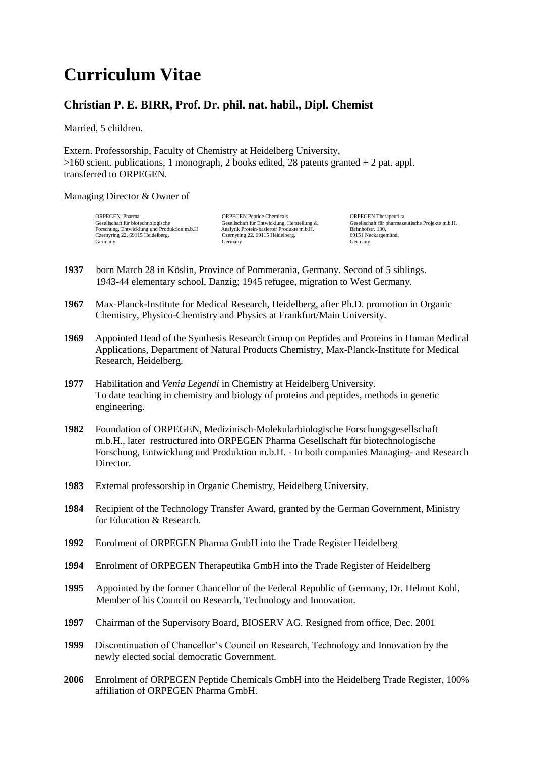# Curriculum Vitae

## Christian P. E. BIRR, Prof. Dr. phil. nat. habil., Dipl. Chemist

Married, 5 children.

Extern. Professorship, Faculty of Chemistry at Heidelberg University,
>160 scient. publications, 1 monograph, 2 books edited, 28 patents granted + 2 pat. appl. transferred to ORPEGEN.

Managing Director & Owner of

| ORPEGEN Pharma | ORPEGEN Peptide Chemicals | ORPEGEN Therapeutika |
|---|---|---|
| Gesellschaft für biotechnologische Forschung, Entwicklung und Produktion m.b.H | Gesellschaft für Entwicklung, Herstellung & Analytik Protein-basierter Produkte m.b.H. | Gesellschaft für pharmazeutische Projekte m.b.H. |
| Czernyring 22, 69115 Heidelberg, Germany | Czernyring 22, 69115 Heidelberg, Germany | Bahnhofstr. 130, 69151 Neckargemünd, Germany |

**1937** born March 28 in Köslin, Province of Pommerania, Germany. Second of 5 siblings. 1943-44 elementary school, Danzig; 1945 refugee, migration to West Germany.

**1967** Max-Planck-Institute for Medical Research, Heidelberg, after Ph.D. promotion in Organic Chemistry, Physico-Chemistry and Physics at Frankfurt/Main University.

**1969** Appointed Head of the Synthesis Research Group on Peptides and Proteins in Human Medical Applications, Department of Natural Products Chemistry, Max-Planck-Institute for Medical Research, Heidelberg.

**1977** Habilitation and *Venia Legendi* in Chemistry at Heidelberg University. To date teaching in chemistry and biology of proteins and peptides, methods in genetic engineering.

**1982** Foundation of ORPEGEN, Medizinisch-Molekularbiologische Forschungsgesellschaft m.b.H., later restructured into ORPEGEN Pharma Gesellschaft für biotechnologische Forschung, Entwicklung und Produktion m.b.H. - In both companies Managing- and Research Director.

**1983** External professorship in Organic Chemistry, Heidelberg University.

**1984** Recipient of the Technology Transfer Award, granted by the German Government, Ministry for Education & Research.

**1992** Enrolment of ORPEGEN Pharma GmbH into the Trade Register Heidelberg

**1994** Enrolment of ORPEGEN Therapeutika GmbH into the Trade Register of Heidelberg

**1995** Appointed by the former Chancellor of the Federal Republic of Germany, Dr. Helmut Kohl, Member of his Council on Research, Technology and Innovation.

**1997** Chairman of the Supervisory Board, BIOSERV AG. Resigned from office, Dec. 2001

**1999** Discontinuation of Chancellor's Council on Research, Technology and Innovation by the newly elected social democratic Government.

**2006** Enrolment of ORPEGEN Peptide Chemicals GmbH into the Heidelberg Trade Register, 100% affiliation of ORPEGEN Pharma GmbH.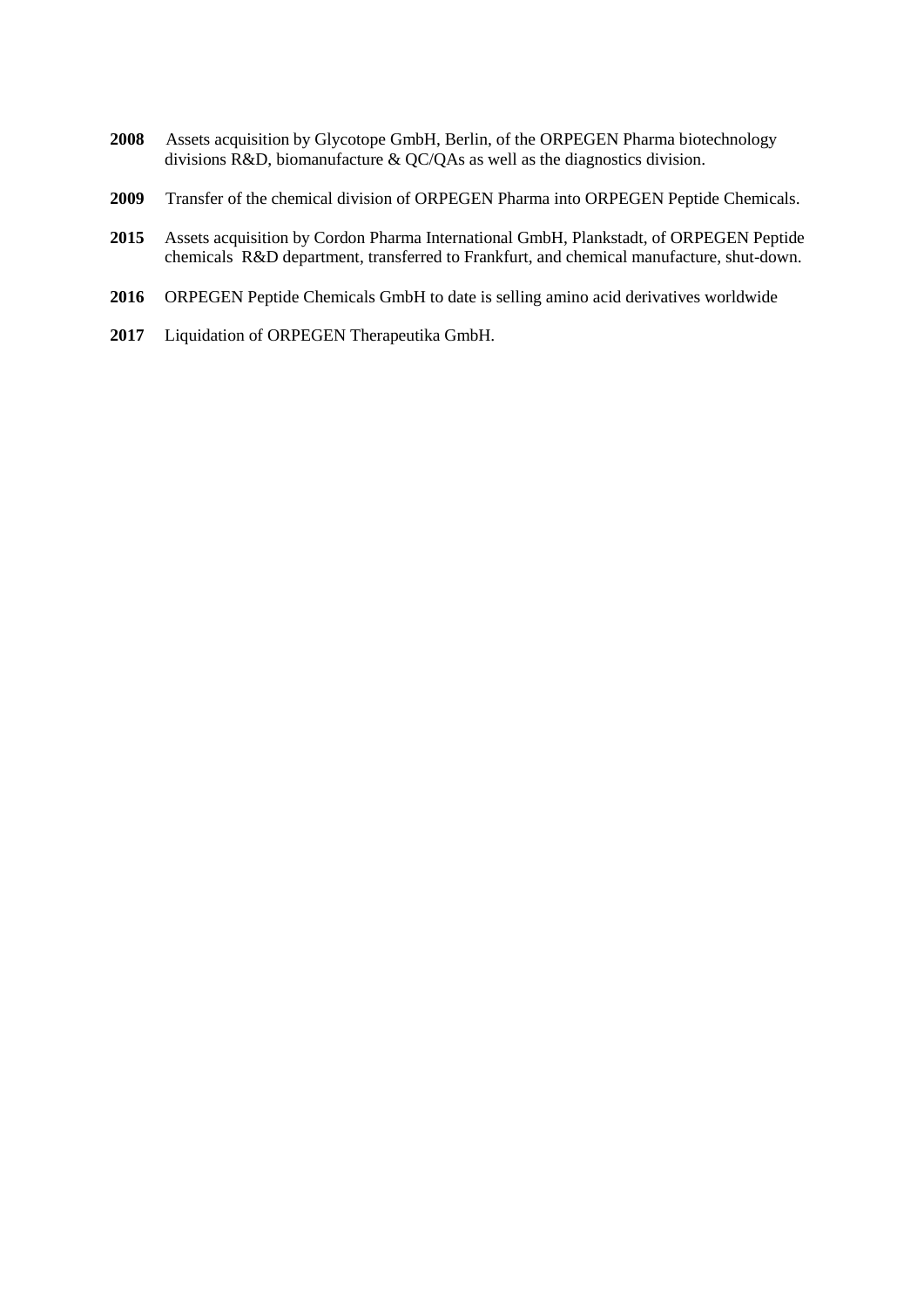**2008** Assets acquisition by Glycotope GmbH, Berlin, of the ORPEGEN Pharma biotechnology divisions R&D, biomanufacture & QC/QAs as well as the diagnostics division.

**2009** Transfer of the chemical division of ORPEGEN Pharma into ORPEGEN Peptide Chemicals.

**2015** Assets acquisition by Cordon Pharma International GmbH, Plankstadt, of ORPEGEN Peptide chemicals R&D department, transferred to Frankfurt, and chemical manufacture, shut-down.

**2016** ORPEGEN Peptide Chemicals GmbH to date is selling amino acid derivatives worldwide

**2017** Liquidation of ORPEGEN Therapeutika GmbH.